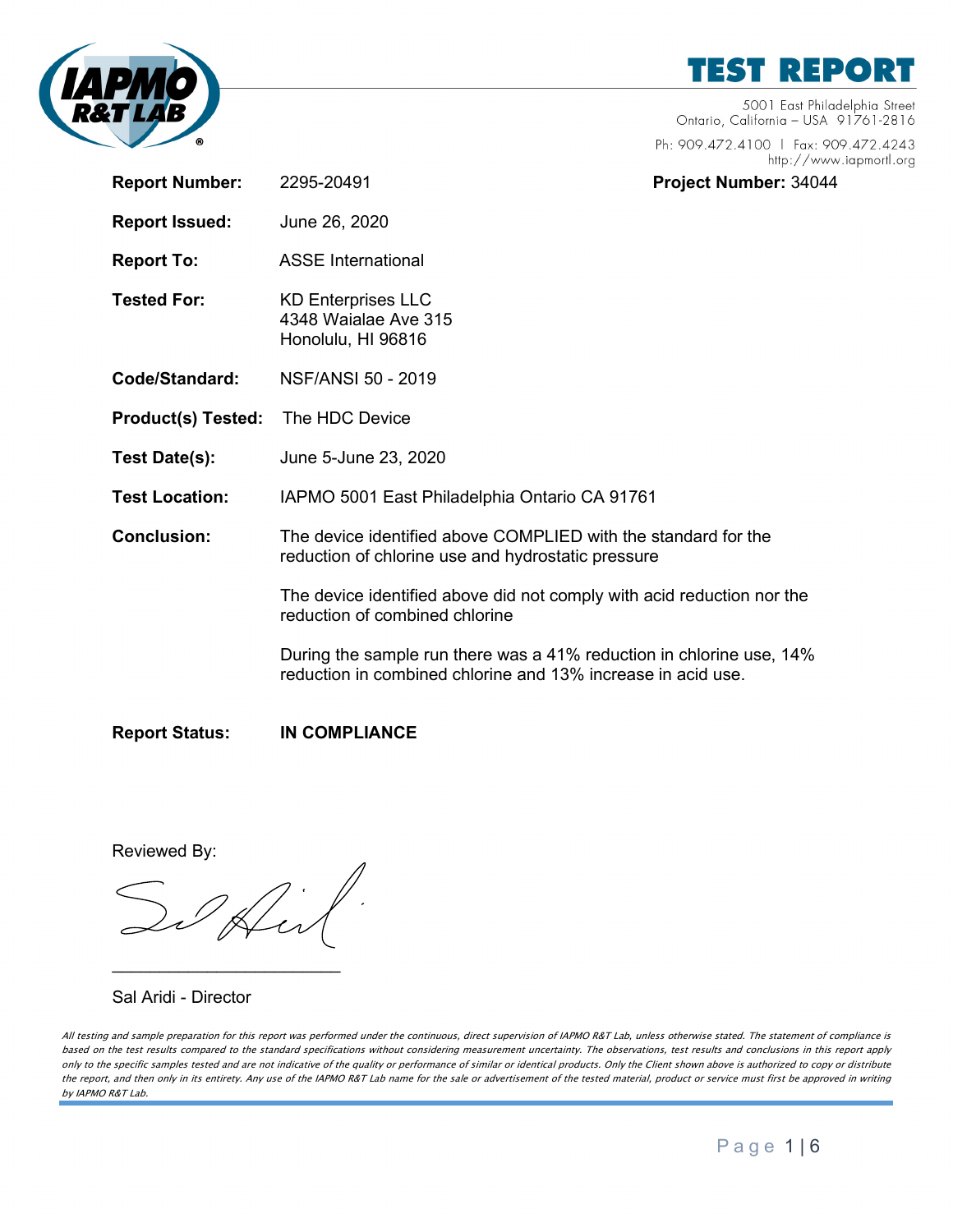# TEST REPORT

5001 East Philadelphia Street
Ontario, California – USA 91761-2816

Ph: 909.472.4100 | Fax: 909.472.4243
http://www.iapmortl.org

**Report Number:** 2295-20491 **Project Number:** 34044

**Report Issued:** June 26, 2020

**Report To:** ASSE International

**Tested For:** KD Enterprises LLC
4348 Waialae Ave 315
Honolulu, HI 96816

**Code/Standard:** NSF/ANSI 50 - 2019

**Product(s) Tested:** The HDC Device

**Test Date(s):** June 5-June 23, 2020

**Test Location:** IAPMO 5001 East Philadelphia Ontario CA 91761

**Conclusion:** The device identified above COMPLIED with the standard for the reduction of chlorine use and hydrostatic pressure

The device identified above did not comply with acid reduction nor the reduction of combined chlorine

During the sample run there was a 41% reduction in chlorine use, 14% reduction in combined chlorine and 13% increase in acid use.

**Report Status:** **IN COMPLIANCE**

Reviewed By:

Sal Aridi - Director

*All testing and sample preparation for this report was performed under the continuous, direct supervision of IAPMO R&T Lab, unless otherwise stated. The statement of compliance is based on the test results compared to the standard specifications without considering measurement uncertainty. The observations, test results and conclusions in this report apply only to the specific samples tested and are not indicative of the quality or performance of similar or identical products. Only the Client shown above is authorized to copy or distribute the report, and then only in its entirety. Any use of the IAPMO R&T Lab name for the sale or advertisement of the tested material, product or service must first be approved in writing by IAPMO R&T Lab.*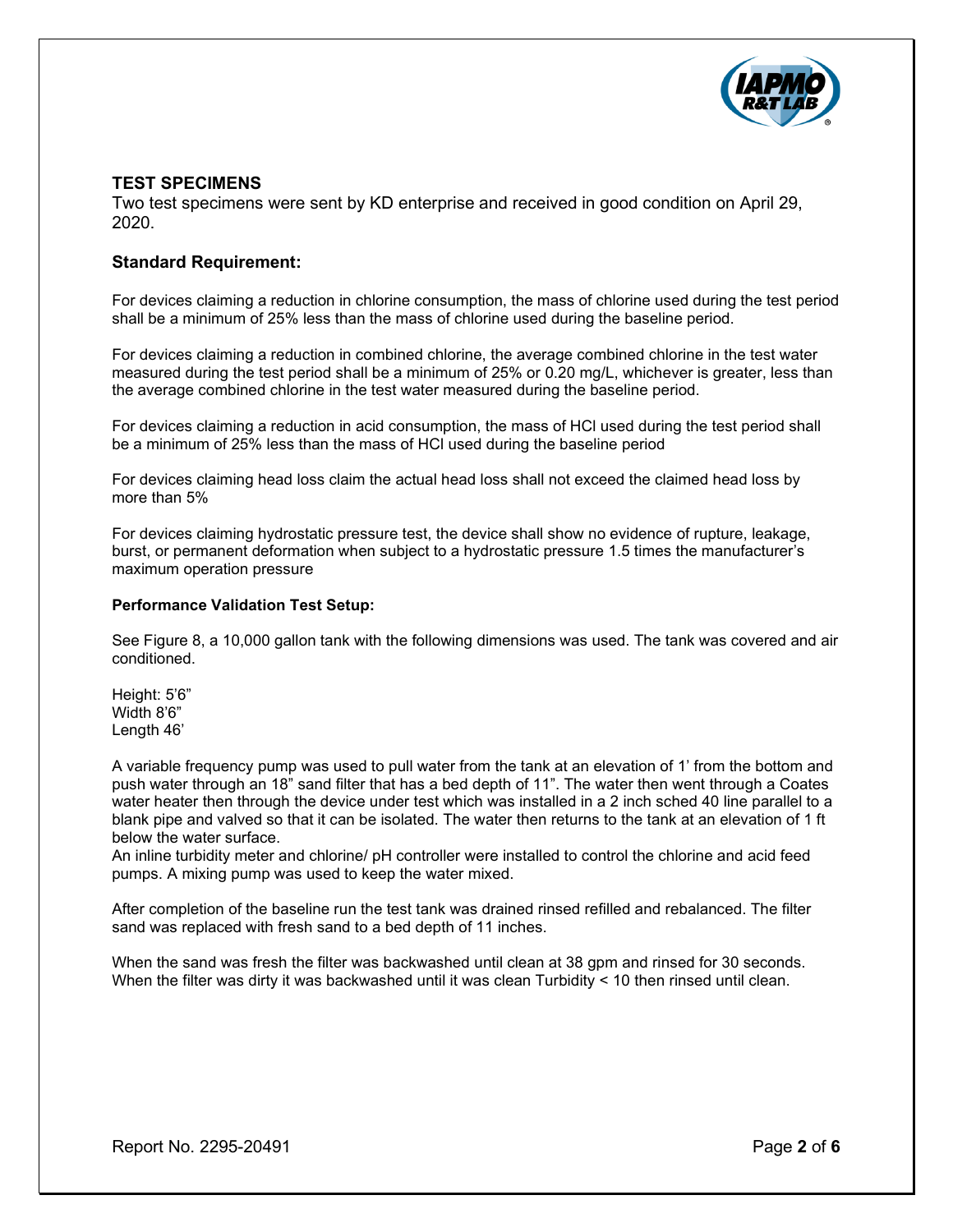## TEST SPECIMENS

Two test specimens were sent by KD enterprise and received in good condition on April 29, 2020.

### Standard Requirement:

For devices claiming a reduction in chlorine consumption, the mass of chlorine used during the test period shall be a minimum of 25% less than the mass of chlorine used during the baseline period.

For devices claiming a reduction in combined chlorine, the average combined chlorine in the test water measured during the test period shall be a minimum of 25% or 0.20 mg/L, whichever is greater, less than the average combined chlorine in the test water measured during the baseline period.

For devices claiming a reduction in acid consumption, the mass of HCl used during the test period shall be a minimum of 25% less than the mass of HCl used during the baseline period

For devices claiming head loss claim the actual head loss shall not exceed the claimed head loss by more than 5%

For devices claiming hydrostatic pressure test, the device shall show no evidence of rupture, leakage, burst, or permanent deformation when subject to a hydrostatic pressure 1.5 times the manufacturer's maximum operation pressure

**Performance Validation Test Setup:**

See Figure 8, a 10,000 gallon tank with the following dimensions was used. The tank was covered and air conditioned.

Height: 5'6"
Width 8'6"
Length 46'

A variable frequency pump was used to pull water from the tank at an elevation of 1' from the bottom and push water through an 18" sand filter that has a bed depth of 11". The water then went through a Coates water heater then through the device under test which was installed in a 2 inch sched 40 line parallel to a blank pipe and valved so that it can be isolated. The water then returns to the tank at an elevation of 1 ft below the water surface.
An inline turbidity meter and chlorine/ pH controller were installed to control the chlorine and acid feed pumps. A mixing pump was used to keep the water mixed.

After completion of the baseline run the test tank was drained rinsed refilled and rebalanced. The filter sand was replaced with fresh sand to a bed depth of 11 inches.

When the sand was fresh the filter was backwashed until clean at 38 gpm and rinsed for 30 seconds. When the filter was dirty it was backwashed until it was clean Turbidity < 10 then rinsed until clean.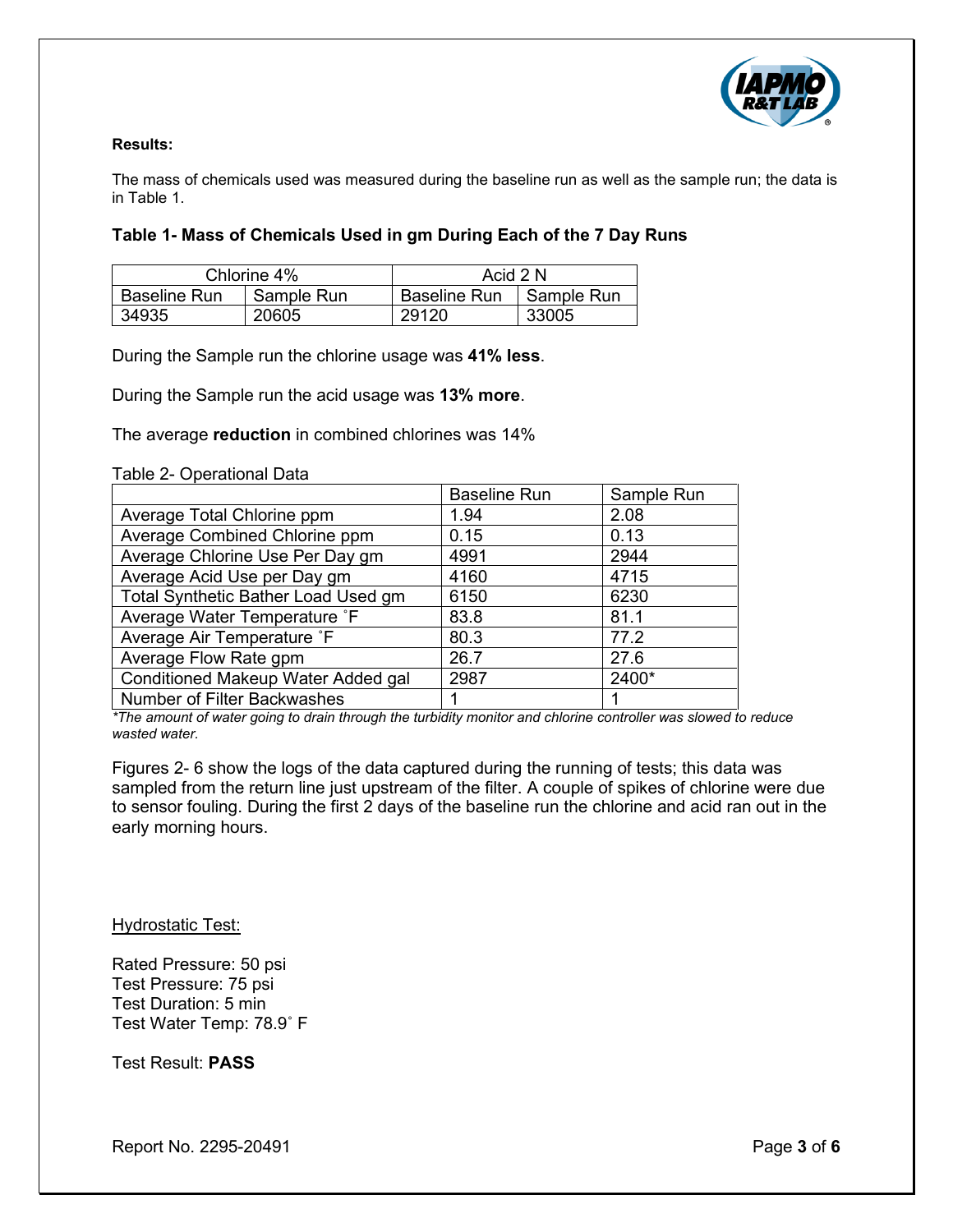**Results:**

The mass of chemicals used was measured during the baseline run as well as the sample run; the data is in Table 1.

**Table 1- Mass of Chemicals Used in gm During Each of the 7 Day Runs**

| Chlorine 4% | | Acid 2 N | |
|---|---|---|---|
| Baseline Run | Sample Run | Baseline Run | Sample Run |
| 34935 | 20605 | 29120 | 33005 |

During the Sample run the chlorine usage was **41% less**.

During the Sample run the acid usage was **13% more**.

The average **reduction** in combined chlorines was 14%

Table 2- Operational Data

| | Baseline Run | Sample Run |
|---|---|---|
| Average Total Chlorine ppm | 1.94 | 2.08 |
| Average Combined Chlorine ppm | 0.15 | 0.13 |
| Average Chlorine Use Per Day gm | 4991 | 2944 |
| Average Acid Use per Day gm | 4160 | 4715 |
| Total Synthetic Bather Load Used gm | 6150 | 6230 |
| Average Water Temperature ˚F | 83.8 | 81.1 |
| Average Air Temperature ˚F | 80.3 | 77.2 |
| Average Flow Rate gpm | 26.7 | 27.6 |
| Conditioned Makeup Water Added gal | 2987 | 2400* |
| Number of Filter Backwashes | 1 | 1 |

*\*The amount of water going to drain through the turbidity monitor and chlorine controller was slowed to reduce wasted water.*

Figures 2- 6 show the logs of the data captured during the running of tests; this data was sampled from the return line just upstream of the filter. A couple of spikes of chlorine were due to sensor fouling. During the first 2 days of the baseline run the chlorine and acid ran out in the early morning hours.

Hydrostatic Test:

Rated Pressure: 50 psi
Test Pressure: 75 psi
Test Duration: 5 min
Test Water Temp: 78.9˚ F

Test Result: **PASS**

Report No. 2295-20491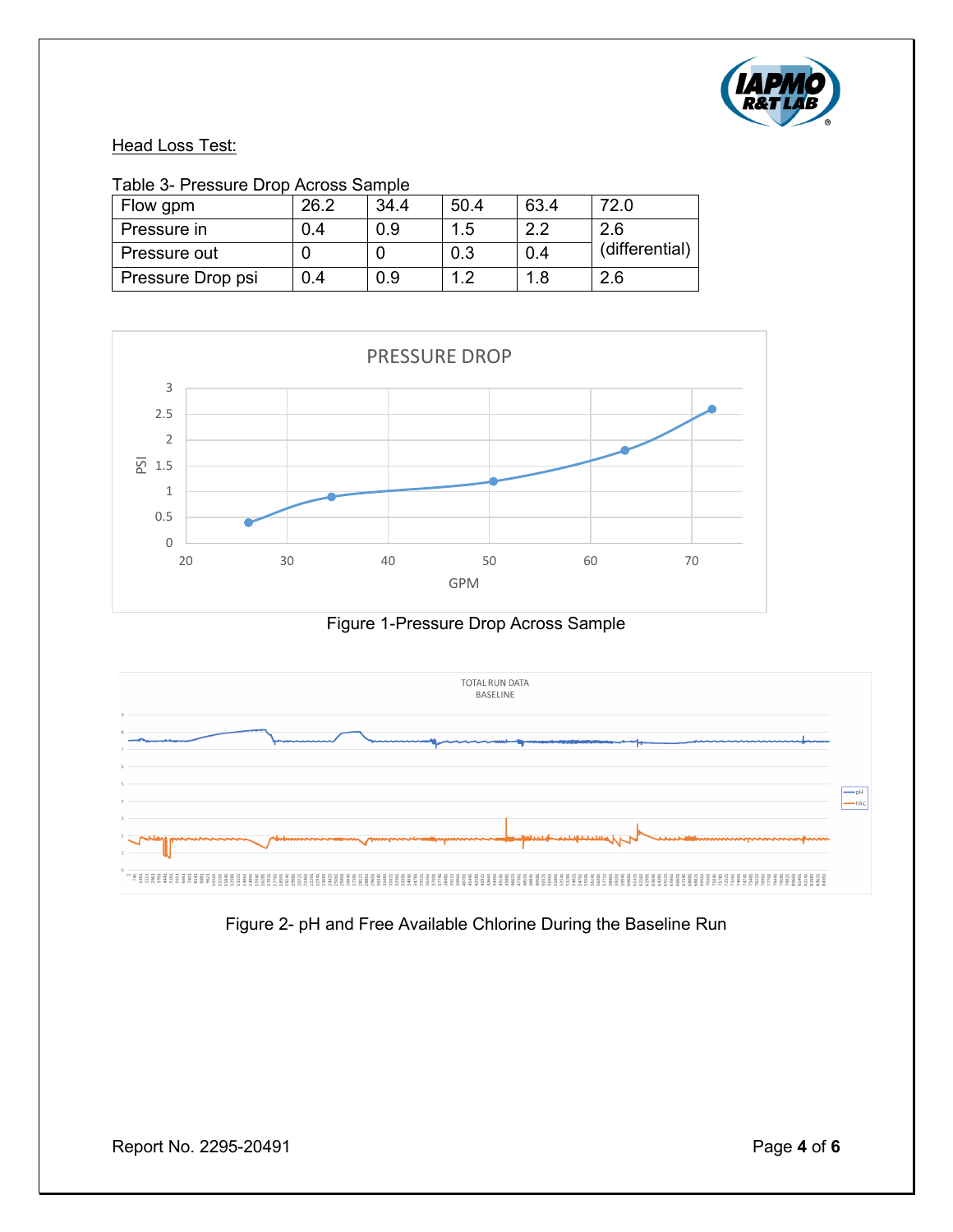Head Loss Test:

Table 3- Pressure Drop Across Sample

| Flow gpm | 26.2 | 34.4 | 50.4 | 63.4 | 72.0 |
| --- | --- | --- | --- | --- | --- |
| Pressure in | 0.4 | 0.9 | 1.5 | 2.2 | 2.6 (differential) |
| Pressure out | 0 | 0 | 0.3 | 0.4 | |
| Pressure Drop psi | 0.4 | 0.9 | 1.2 | 1.8 | 2.6 |

Figure 1-Pressure Drop Across Sample

Figure 2- pH and Free Available Chlorine During the Baseline Run

Report No. 2295-20491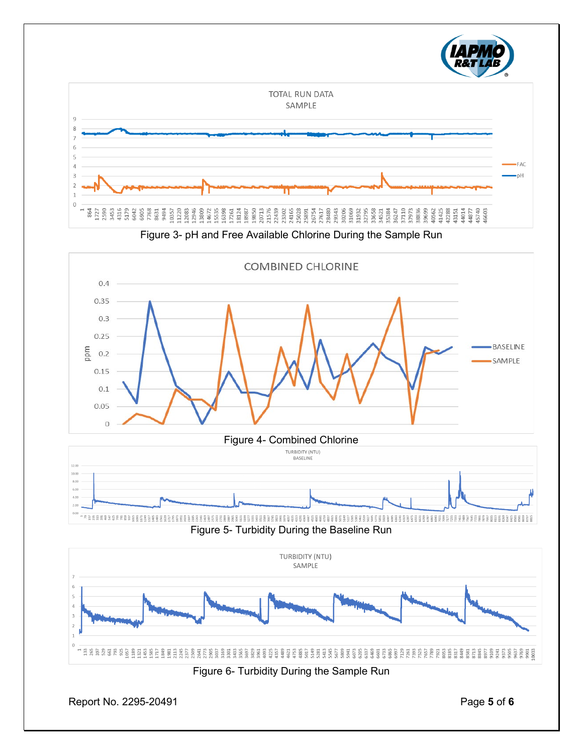Figure 3- pH and Free Available Chlorine During the Sample Run

Figure 4- Combined Chlorine

Figure 5- Turbidity During the Baseline Run

Figure 6- Turbidity During the Sample Run

Report No. 2295-20491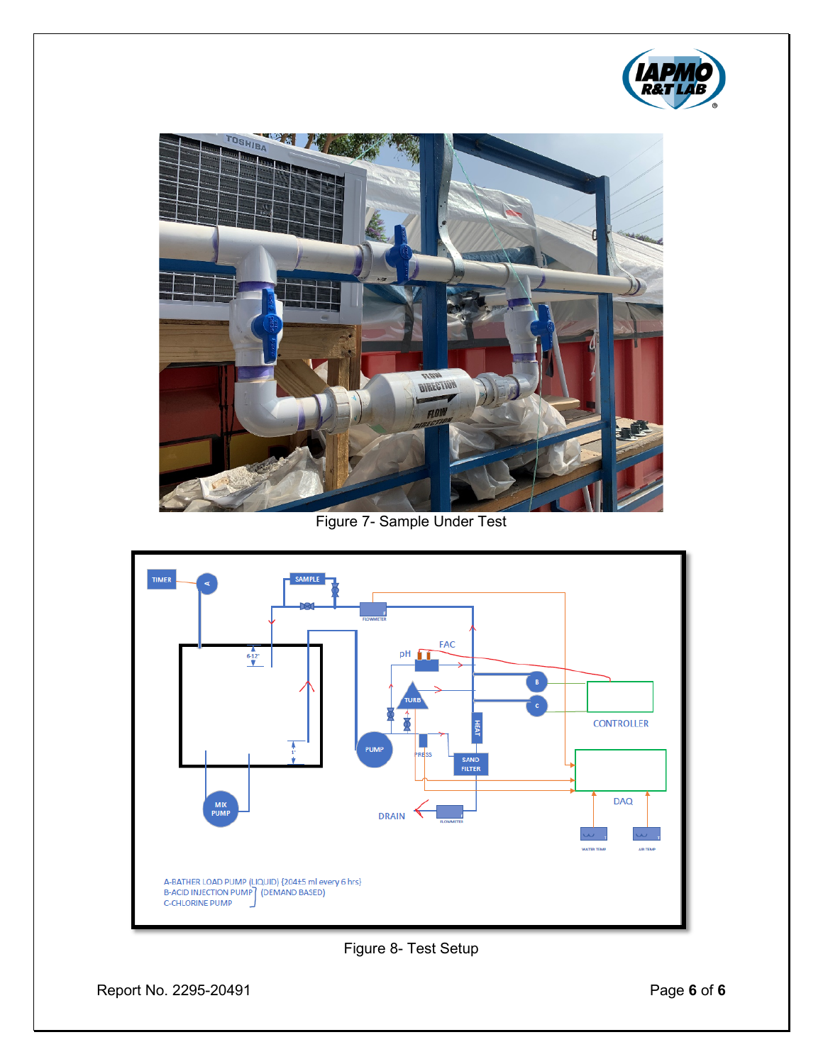Figure 7- Sample Under Test

TIMER

A

SAMPLE

FLOWMETER

6-12"

FAC

pH

TURB

B

C

CONTROLLER

HEAT

PUMP

PRESS

SAND FILTER

1"

MIX PUMP

DAQ

DRAIN

FLOWMETER

WATER TEMP

AIR TEMP

A-BATHER LOAD PUMP (LIQUID) {204±5 ml every 6 hrs}
B-ACID INJECTION PUMP
C-CHLORINE PUMP
(DEMAND BASED)

Figure 8- Test Setup